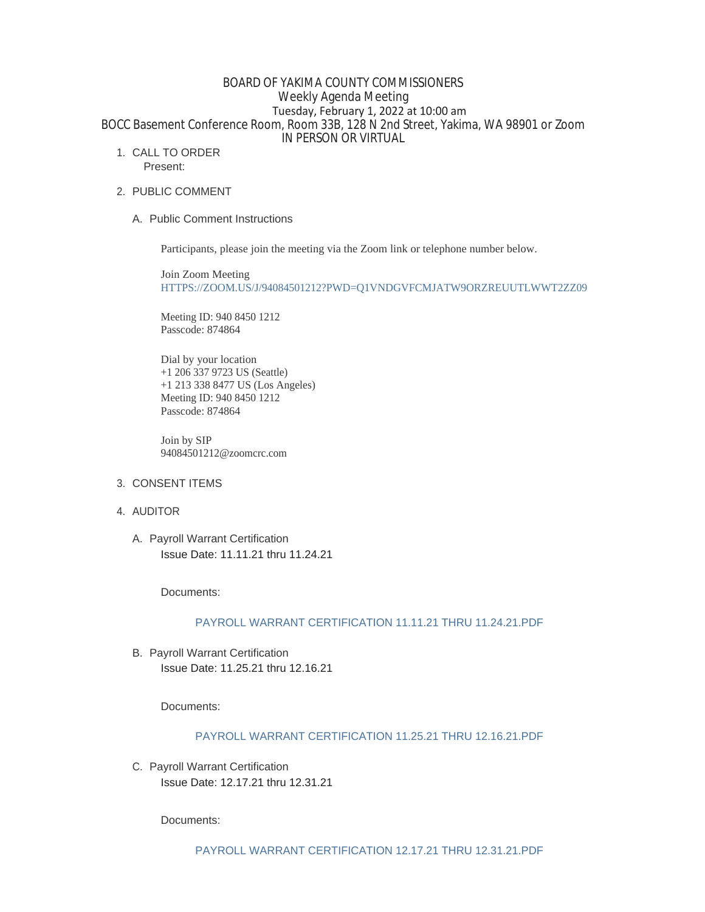# BOARD OF YAKIMA COUNTY COMMISSIONERS

## Weekly Agenda Meeting

Tuesday, February 1, 2022 at 10:00 am

BOCC Basement Conference Room, Room 33B, 128 N 2nd Street, Yakima, WA 98901 or Zoom

IN PERSON OR VIRTUAL

1. CALL TO ORDER
   Present:

2. PUBLIC COMMENT

   A. Public Comment Instructions

      Participants, please join the meeting via the Zoom link or telephone number below.

      Join Zoom Meeting
      HTTPS://ZOOM.US/J/94084501212?PWD=Q1VNDGVFCMJATW9ORZREUUTLWWT2ZZ09

      Meeting ID: 940 8450 1212
      Passcode: 874864

      Dial by your location
      +1 206 337 9723 US (Seattle)
      +1 213 338 8477 US (Los Angeles)
      Meeting ID: 940 8450 1212
      Passcode: 874864

      Join by SIP
      94084501212@zoomcrc.com

3. CONSENT ITEMS

4. AUDITOR

   A. Payroll Warrant Certification
      Issue Date: 11.11.21 thru 11.24.21

      Documents:

      PAYROLL WARRANT CERTIFICATION 11.11.21 THRU 11.24.21.PDF

   B. Payroll Warrant Certification
      Issue Date: 11.25.21 thru 12.16.21

      Documents:

      PAYROLL WARRANT CERTIFICATION 11.25.21 THRU 12.16.21.PDF

   C. Payroll Warrant Certification
      Issue Date: 12.17.21 thru 12.31.21

      Documents:

      PAYROLL WARRANT CERTIFICATION 12.17.21 THRU 12.31.21.PDF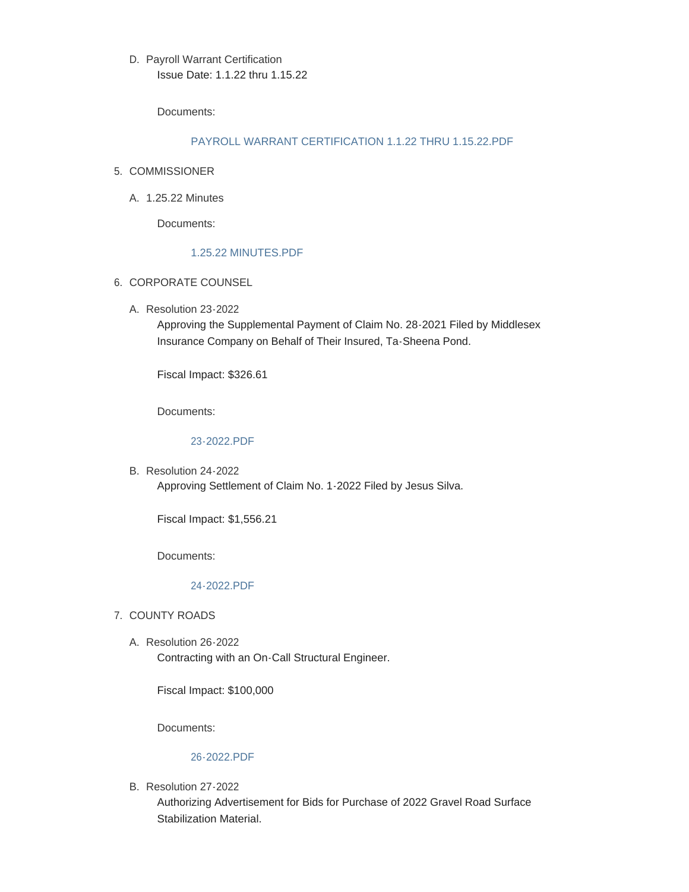D. Payroll Warrant Certification

Issue Date: 1.1.22 thru 1.15.22

Documents:

PAYROLL WARRANT CERTIFICATION 1.1.22 THRU 1.15.22.PDF

5. COMMISSIONER

A. 1.25.22 Minutes

Documents:

1.25.22 MINUTES.PDF

6. CORPORATE COUNSEL

A. Resolution 23-2022

Approving the Supplemental Payment of Claim No. 28-2021 Filed by Middlesex Insurance Company on Behalf of Their Insured, Ta-Sheena Pond.

Fiscal Impact: $326.61

Documents:

23-2022.PDF

B. Resolution 24-2022

Approving Settlement of Claim No. 1-2022 Filed by Jesus Silva.

Fiscal Impact: $1,556.21

Documents:

24-2022.PDF

7. COUNTY ROADS

A. Resolution 26-2022

Contracting with an On-Call Structural Engineer.

Fiscal Impact: $100,000

Documents:

26-2022.PDF

B. Resolution 27-2022

Authorizing Advertisement for Bids for Purchase of 2022 Gravel Road Surface Stabilization Material.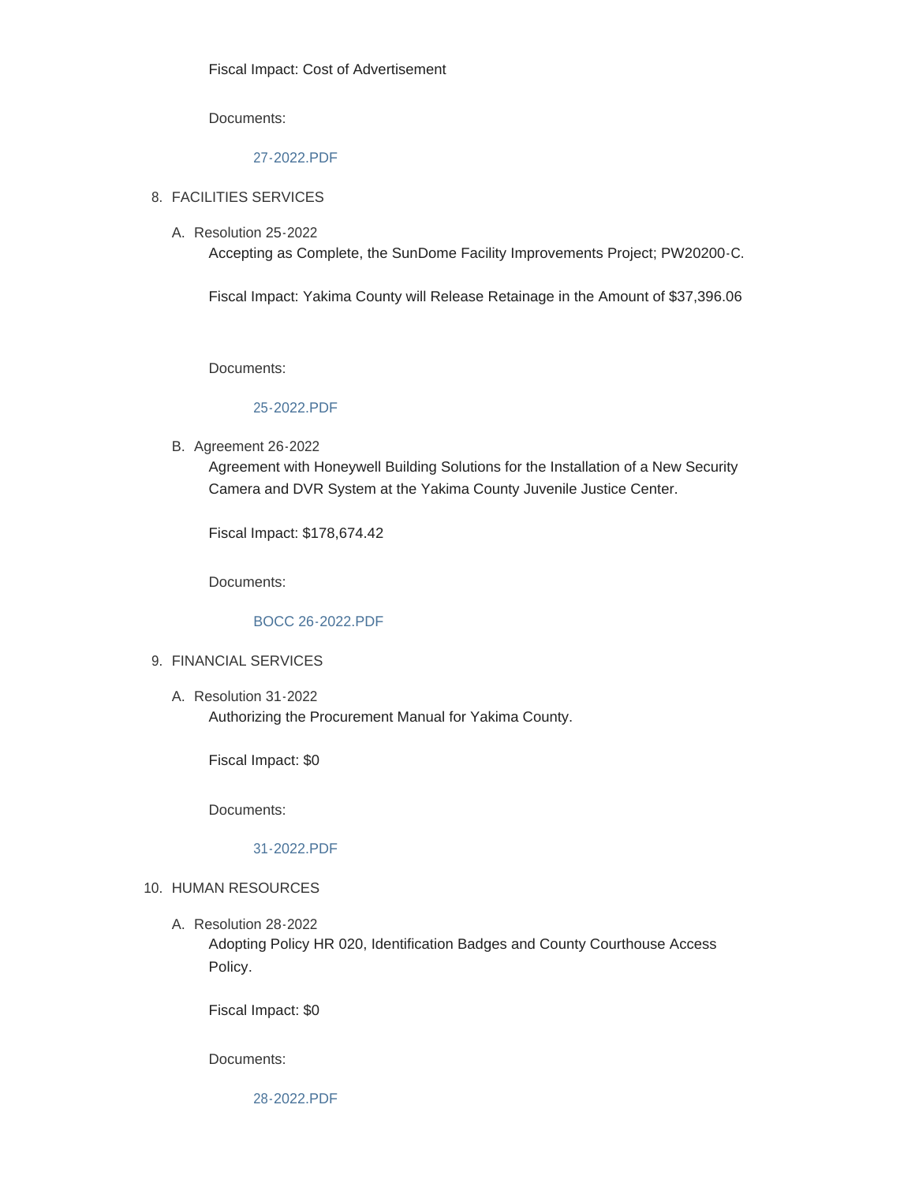Fiscal Impact: Cost of Advertisement

Documents:

27-2022.PDF

8. FACILITIES SERVICES

   A. Resolution 25-2022

      Accepting as Complete, the SunDome Facility Improvements Project; PW20200-C.

      Fiscal Impact: Yakima County will Release Retainage in the Amount of $37,396.06

      Documents:

      25-2022.PDF

   B. Agreement 26-2022

      Agreement with Honeywell Building Solutions for the Installation of a New Security Camera and DVR System at the Yakima County Juvenile Justice Center.

      Fiscal Impact: $178,674.42

      Documents:

      BOCC 26-2022.PDF

9. FINANCIAL SERVICES

   A. Resolution 31-2022

      Authorizing the Procurement Manual for Yakima County.

      Fiscal Impact: $0

      Documents:

      31-2022.PDF

10. HUMAN RESOURCES

    A. Resolution 28-2022

       Adopting Policy HR 020, Identification Badges and County Courthouse Access Policy.

       Fiscal Impact: $0

       Documents:

       28-2022.PDF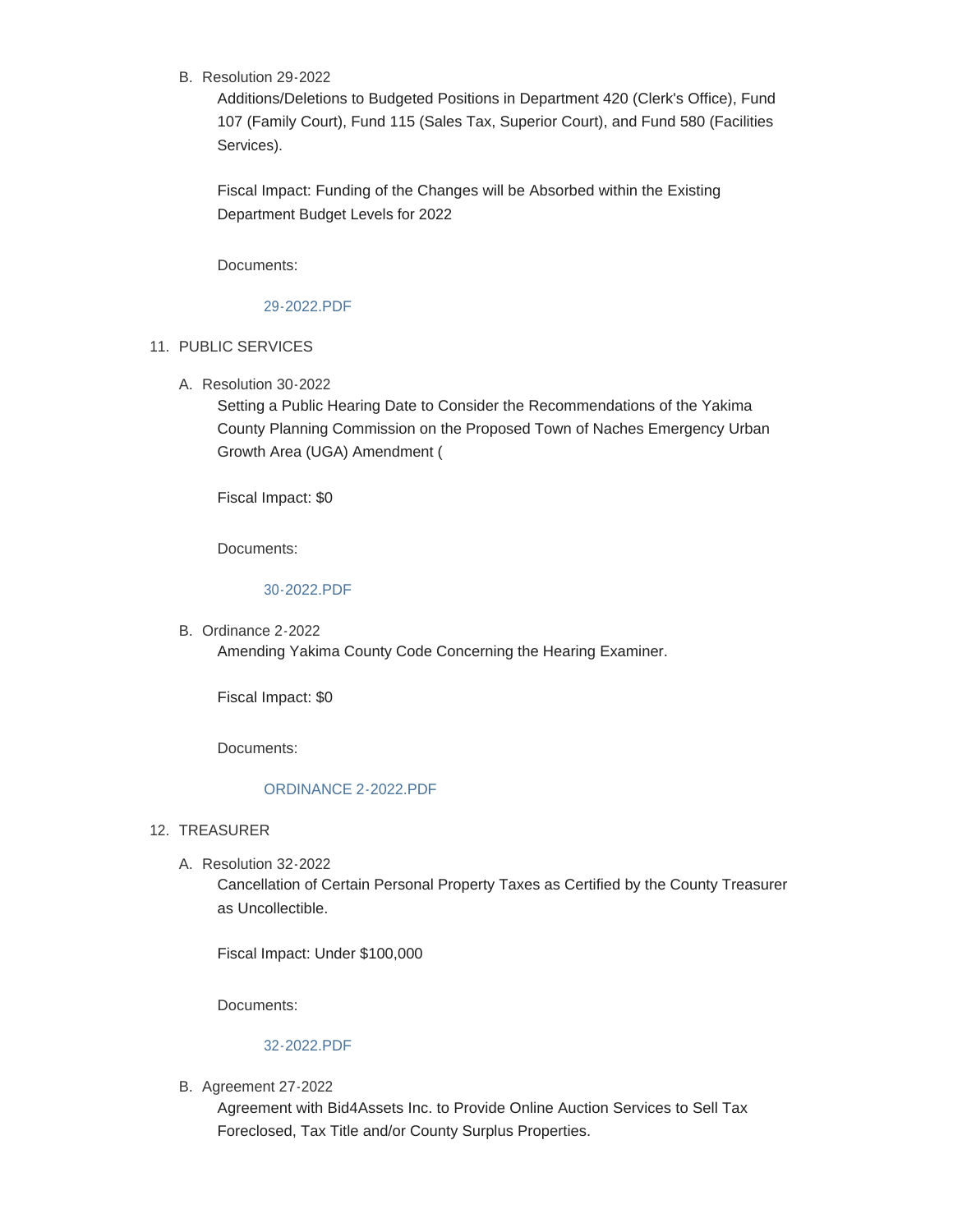B. Resolution 29-2022

Additions/Deletions to Budgeted Positions in Department 420 (Clerk's Office), Fund 107 (Family Court), Fund 115 (Sales Tax, Superior Court), and Fund 580 (Facilities Services).

Fiscal Impact: Funding of the Changes will be Absorbed within the Existing Department Budget Levels for 2022

Documents:

29-2022.PDF

11. PUBLIC SERVICES

A. Resolution 30-2022

Setting a Public Hearing Date to Consider the Recommendations of the Yakima County Planning Commission on the Proposed Town of Naches Emergency Urban Growth Area (UGA) Amendment (

Fiscal Impact: $0

Documents:

30-2022.PDF

B. Ordinance 2-2022

Amending Yakima County Code Concerning the Hearing Examiner.

Fiscal Impact: $0

Documents:

ORDINANCE 2-2022.PDF

12. TREASURER

A. Resolution 32-2022

Cancellation of Certain Personal Property Taxes as Certified by the County Treasurer as Uncollectible.

Fiscal Impact: Under $100,000

Documents:

32-2022.PDF

B. Agreement 27-2022

Agreement with Bid4Assets Inc. to Provide Online Auction Services to Sell Tax Foreclosed, Tax Title and/or County Surplus Properties.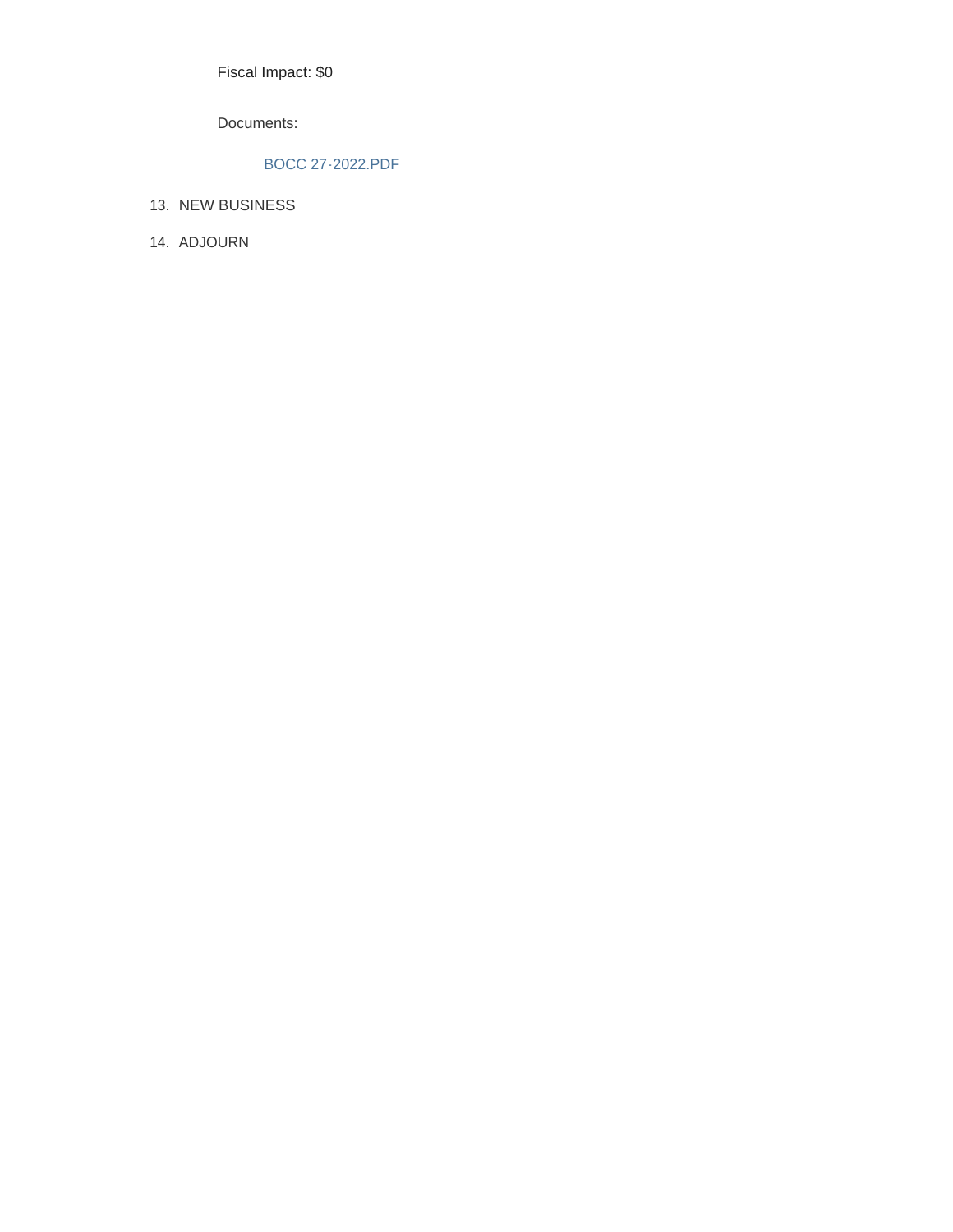Fiscal Impact: $0

Documents:

BOCC 27-2022.PDF

13. NEW BUSINESS

14. ADJOURN